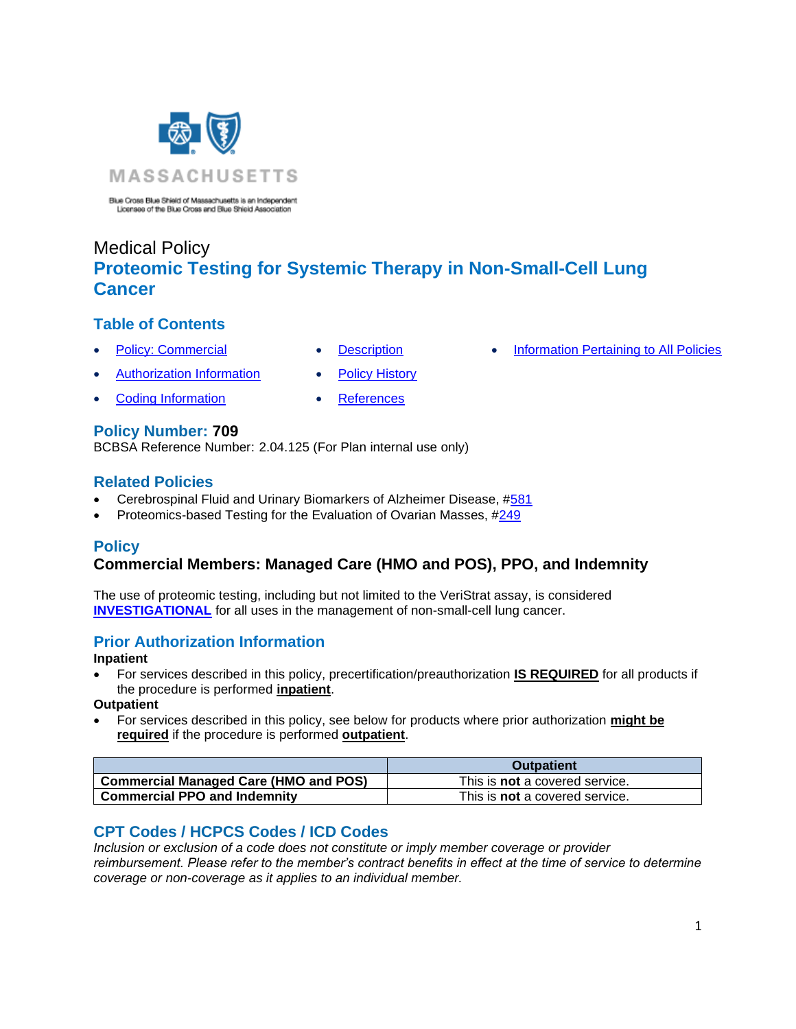MASSACHUSETTS

Blue Cross Blue Shield of Massachusetts is an Independent Licensee of the Blue Cross and Blue Shield Association

Medical Policy

# Proteomic Testing for Systemic Therapy in Non-Small-Cell Lung Cancer

## Table of Contents

- Policy: Commercial
- Authorization Information
- Coding Information
- Description
- Policy History
- References
- Information Pertaining to All Policies

## Policy Number: 709

BCBSA Reference Number: 2.04.125 (For Plan internal use only)

## Related Policies

- Cerebrospinal Fluid and Urinary Biomarkers of Alzheimer Disease, #581
- Proteomics-based Testing for the Evaluation of Ovarian Masses, #249

## Policy

### Commercial Members: Managed Care (HMO and POS), PPO, and Indemnity

The use of proteomic testing, including but not limited to the VeriStrat assay, is considered **INVESTIGATIONAL** for all uses in the management of non-small-cell lung cancer.

## Prior Authorization Information

**Inpatient**

- For services described in this policy, precertification/preauthorization **IS REQUIRED** for all products if the procedure is performed **inpatient**.

**Outpatient**

- For services described in this policy, see below for products where prior authorization **might be required** if the procedure is performed **outpatient**.

| | Outpatient |
|---|---|
| **Commercial Managed Care (HMO and POS)** | This is **not** a covered service. |
| **Commercial PPO and Indemnity** | This is **not** a covered service. |

## CPT Codes / HCPCS Codes / ICD Codes

*Inclusion or exclusion of a code does not constitute or imply member coverage or provider reimbursement. Please refer to the member's contract benefits in effect at the time of service to determine coverage or non-coverage as it applies to an individual member.*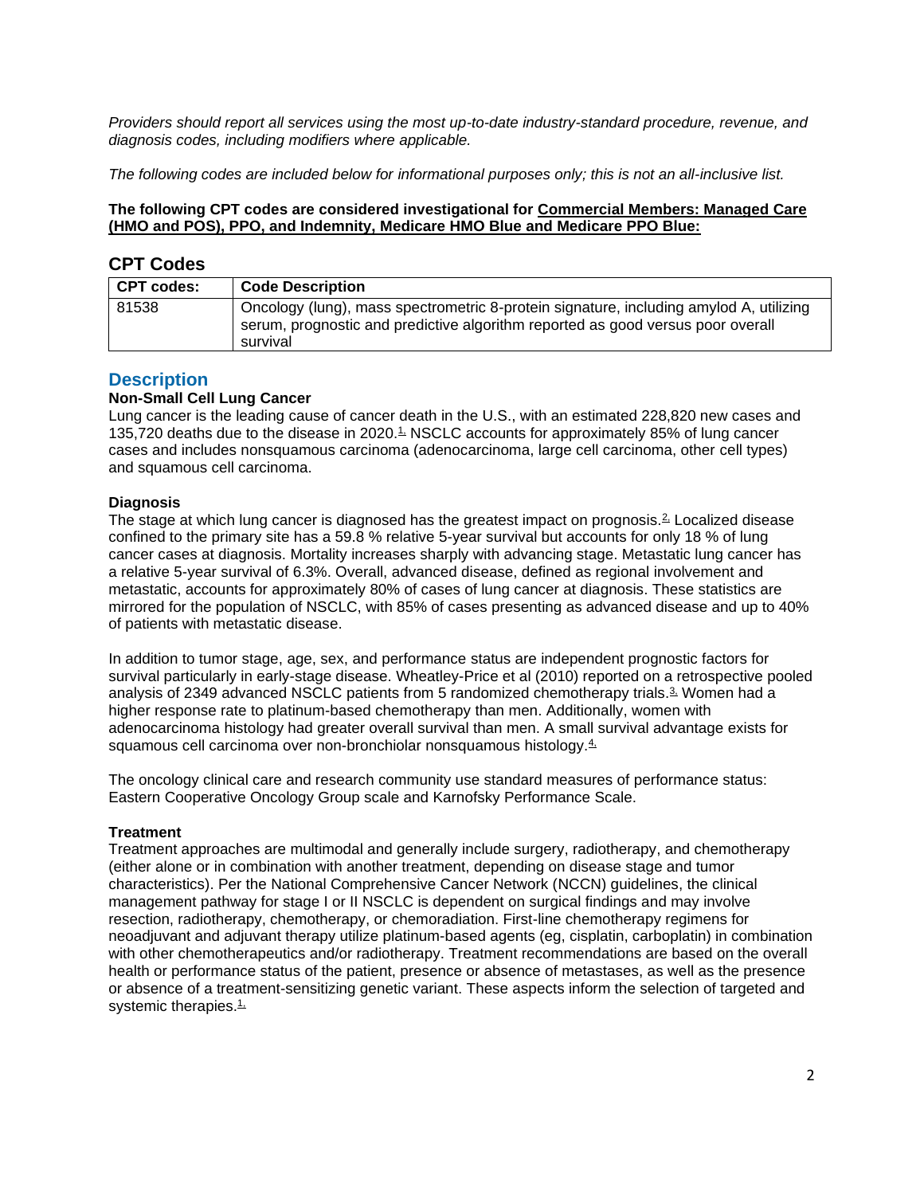*Providers should report all services using the most up-to-date industry-standard procedure, revenue, and diagnosis codes, including modifiers where applicable.*

*The following codes are included below for informational purposes only; this is not an all-inclusive list.*

**The following CPT codes are considered investigational for Commercial Members: Managed Care (HMO and POS), PPO, and Indemnity, Medicare HMO Blue and Medicare PPO Blue:**

## CPT Codes

| CPT codes: | Code Description |
|---|---|
| 81538 | Oncology (lung), mass spectrometric 8-protein signature, including amylod A, utilizing serum, prognostic and predictive algorithm reported as good versus poor overall survival |

## Description

### Non-Small Cell Lung Cancer

Lung cancer is the leading cause of cancer death in the U.S., with an estimated 228,820 new cases and 135,720 deaths due to the disease in 2020.[1] NSCLC accounts for approximately 85% of lung cancer cases and includes nonsquamous carcinoma (adenocarcinoma, large cell carcinoma, other cell types) and squamous cell carcinoma.

### Diagnosis

The stage at which lung cancer is diagnosed has the greatest impact on prognosis.[2] Localized disease confined to the primary site has a 59.8 % relative 5-year survival but accounts for only 18 % of lung cancer cases at diagnosis. Mortality increases sharply with advancing stage. Metastatic lung cancer has a relative 5-year survival of 6.3%. Overall, advanced disease, defined as regional involvement and metastatic, accounts for approximately 80% of cases of lung cancer at diagnosis. These statistics are mirrored for the population of NSCLC, with 85% of cases presenting as advanced disease and up to 40% of patients with metastatic disease.

In addition to tumor stage, age, sex, and performance status are independent prognostic factors for survival particularly in early-stage disease. Wheatley-Price et al (2010) reported on a retrospective pooled analysis of 2349 advanced NSCLC patients from 5 randomized chemotherapy trials.[3] Women had a higher response rate to platinum-based chemotherapy than men. Additionally, women with adenocarcinoma histology had greater overall survival than men. A small survival advantage exists for squamous cell carcinoma over non-bronchiolar nonsquamous histology.[4]

The oncology clinical care and research community use standard measures of performance status: Eastern Cooperative Oncology Group scale and Karnofsky Performance Scale.

### Treatment

Treatment approaches are multimodal and generally include surgery, radiotherapy, and chemotherapy (either alone or in combination with another treatment, depending on disease stage and tumor characteristics). Per the National Comprehensive Cancer Network (NCCN) guidelines, the clinical management pathway for stage I or II NSCLC is dependent on surgical findings and may involve resection, radiotherapy, chemotherapy, or chemoradiation. First-line chemotherapy regimens for neoadjuvant and adjuvant therapy utilize platinum-based agents (eg, cisplatin, carboplatin) in combination with other chemotherapeutics and/or radiotherapy. Treatment recommendations are based on the overall health or performance status of the patient, presence or absence of metastases, as well as the presence or absence of a treatment-sensitizing genetic variant. These aspects inform the selection of targeted and systemic therapies.[1]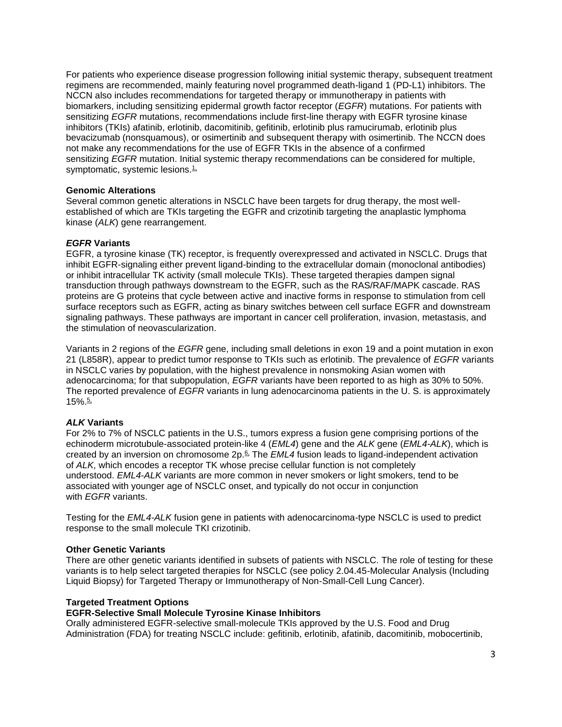For patients who experience disease progression following initial systemic therapy, subsequent treatment regimens are recommended, mainly featuring novel programmed death-ligand 1 (PD-L1) inhibitors. The NCCN also includes recommendations for targeted therapy or immunotherapy in patients with biomarkers, including sensitizing epidermal growth factor receptor (*EGFR*) mutations. For patients with sensitizing *EGFR* mutations, recommendations include first-line therapy with EGFR tyrosine kinase inhibitors (TKIs) afatinib, erlotinib, dacomitinib, gefitinib, erlotinib plus ramucirumab, erlotinib plus bevacizumab (nonsquamous), or osimertinib and subsequent therapy with osimertinib. The NCCN does not make any recommendations for the use of EGFR TKIs in the absence of a confirmed sensitizing *EGFR* mutation. Initial systemic therapy recommendations can be considered for multiple, symptomatic, systemic lesions.[1]

**Genomic Alterations**

Several common genetic alterations in NSCLC have been targets for drug therapy, the most well-established of which are TKIs targeting the EGFR and crizotinib targeting the anaplastic lymphoma kinase (*ALK*) gene rearrangement.

***EGFR* Variants**

EGFR, a tyrosine kinase (TK) receptor, is frequently overexpressed and activated in NSCLC. Drugs that inhibit EGFR-signaling either prevent ligand-binding to the extracellular domain (monoclonal antibodies) or inhibit intracellular TK activity (small molecule TKIs). These targeted therapies dampen signal transduction through pathways downstream to the EGFR, such as the RAS/RAF/MAPK cascade. RAS proteins are G proteins that cycle between active and inactive forms in response to stimulation from cell surface receptors such as EGFR, acting as binary switches between cell surface EGFR and downstream signaling pathways. These pathways are important in cancer cell proliferation, invasion, metastasis, and the stimulation of neovascularization.

Variants in 2 regions of the *EGFR* gene, including small deletions in exon 19 and a point mutation in exon 21 (L858R), appear to predict tumor response to TKIs such as erlotinib. The prevalence of *EGFR* variants in NSCLC varies by population, with the highest prevalence in nonsmoking Asian women with adenocarcinoma; for that subpopulation, *EGFR* variants have been reported to as high as 30% to 50%. The reported prevalence of *EGFR* variants in lung adenocarcinoma patients in the U. S. is approximately 15%.[5]

***ALK* Variants**

For 2% to 7% of NSCLC patients in the U.S., tumors express a fusion gene comprising portions of the echinoderm microtubule-associated protein-like 4 (*EML4*) gene and the *ALK* gene (*EML4-ALK*), which is created by an inversion on chromosome 2p.[6] The *EML4* fusion leads to ligand-independent activation of *ALK*, which encodes a receptor TK whose precise cellular function is not completely understood. *EML4-ALK* variants are more common in never smokers or light smokers, tend to be associated with younger age of NSCLC onset, and typically do not occur in conjunction with *EGFR* variants.

Testing for the *EML4-ALK* fusion gene in patients with adenocarcinoma-type NSCLC is used to predict response to the small molecule TKI crizotinib.

**Other Genetic Variants**

There are other genetic variants identified in subsets of patients with NSCLC. The role of testing for these variants is to help select targeted therapies for NSCLC (see policy 2.04.45-Molecular Analysis (Including Liquid Biopsy) for Targeted Therapy or Immunotherapy of Non-Small-Cell Lung Cancer).

**Targeted Treatment Options**

**EGFR-Selective Small Molecule Tyrosine Kinase Inhibitors**

Orally administered EGFR-selective small-molecule TKIs approved by the U.S. Food and Drug Administration (FDA) for treating NSCLC include: gefitinib, erlotinib, afatinib, dacomitinib, mobocertinib,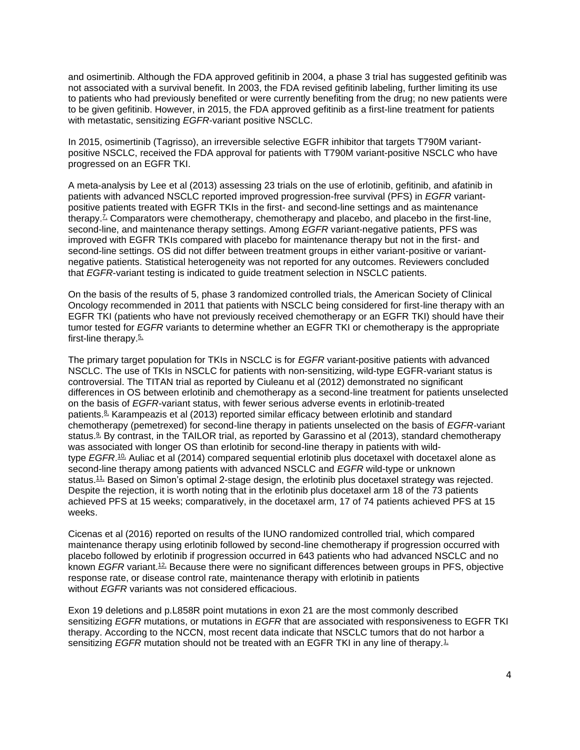and osimertinib. Although the FDA approved gefitinib in 2004, a phase 3 trial has suggested gefitinib was not associated with a survival benefit. In 2003, the FDA revised gefitinib labeling, further limiting its use to patients who had previously benefited or were currently benefiting from the drug; no new patients were to be given gefitinib. However, in 2015, the FDA approved gefitinib as a first-line treatment for patients with metastatic, sensitizing *EGFR*-variant positive NSCLC.

In 2015, osimertinib (Tagrisso), an irreversible selective EGFR inhibitor that targets T790M variant-positive NSCLC, received the FDA approval for patients with T790M variant-positive NSCLC who have progressed on an EGFR TKI.

A meta-analysis by Lee et al (2013) assessing 23 trials on the use of erlotinib, gefitinib, and afatinib in patients with advanced NSCLC reported improved progression-free survival (PFS) in *EGFR* variant-positive patients treated with EGFR TKIs in the first- and second-line settings and as maintenance therapy.[7.] Comparators were chemotherapy, chemotherapy and placebo, and placebo in the first-line, second-line, and maintenance therapy settings. Among *EGFR* variant-negative patients, PFS was improved with EGFR TKIs compared with placebo for maintenance therapy but not in the first- and second-line settings. OS did not differ between treatment groups in either variant-positive or variant-negative patients. Statistical heterogeneity was not reported for any outcomes. Reviewers concluded that *EGFR*-variant testing is indicated to guide treatment selection in NSCLC patients.

On the basis of the results of 5, phase 3 randomized controlled trials, the American Society of Clinical Oncology recommended in 2011 that patients with NSCLC being considered for first-line therapy with an EGFR TKI (patients who have not previously received chemotherapy or an EGFR TKI) should have their tumor tested for *EGFR* variants to determine whether an EGFR TKI or chemotherapy is the appropriate first-line therapy.[5.]

The primary target population for TKIs in NSCLC is for *EGFR* variant-positive patients with advanced NSCLC. The use of TKIs in NSCLC for patients with non-sensitizing, wild-type EGFR-variant status is controversial. The TITAN trial as reported by Ciuleanu et al (2012) demonstrated no significant differences in OS between erlotinib and chemotherapy as a second-line treatment for patients unselected on the basis of *EGFR*-variant status, with fewer serious adverse events in erlotinib-treated patients.[8.] Karampeazis et al (2013) reported similar efficacy between erlotinib and standard chemotherapy (pemetrexed) for second-line therapy in patients unselected on the basis of *EGFR*-variant status.[9.] By contrast, in the TAILOR trial, as reported by Garassino et al (2013), standard chemotherapy was associated with longer OS than erlotinib for second-line therapy in patients with wild-type *EGFR*.[10.] Auliac et al (2014) compared sequential erlotinib plus docetaxel with docetaxel alone as second-line therapy among patients with advanced NSCLC and *EGFR* wild-type or unknown status.[11.] Based on Simon's optimal 2-stage design, the erlotinib plus docetaxel strategy was rejected. Despite the rejection, it is worth noting that in the erlotinib plus docetaxel arm 18 of the 73 patients achieved PFS at 15 weeks; comparatively, in the docetaxel arm, 17 of 74 patients achieved PFS at 15 weeks.

Cicenas et al (2016) reported on results of the IUNO randomized controlled trial, which compared maintenance therapy using erlotinib followed by second-line chemotherapy if progression occurred with placebo followed by erlotinib if progression occurred in 643 patients who had advanced NSCLC and no known *EGFR* variant.[12.] Because there were no significant differences between groups in PFS, objective response rate, or disease control rate, maintenance therapy with erlotinib in patients without *EGFR* variants was not considered efficacious.

Exon 19 deletions and p.L858R point mutations in exon 21 are the most commonly described sensitizing *EGFR* mutations, or mutations in *EGFR* that are associated with responsiveness to EGFR TKI therapy. According to the NCCN, most recent data indicate that NSCLC tumors that do not harbor a sensitizing *EGFR* mutation should not be treated with an EGFR TKI in any line of therapy.[1.]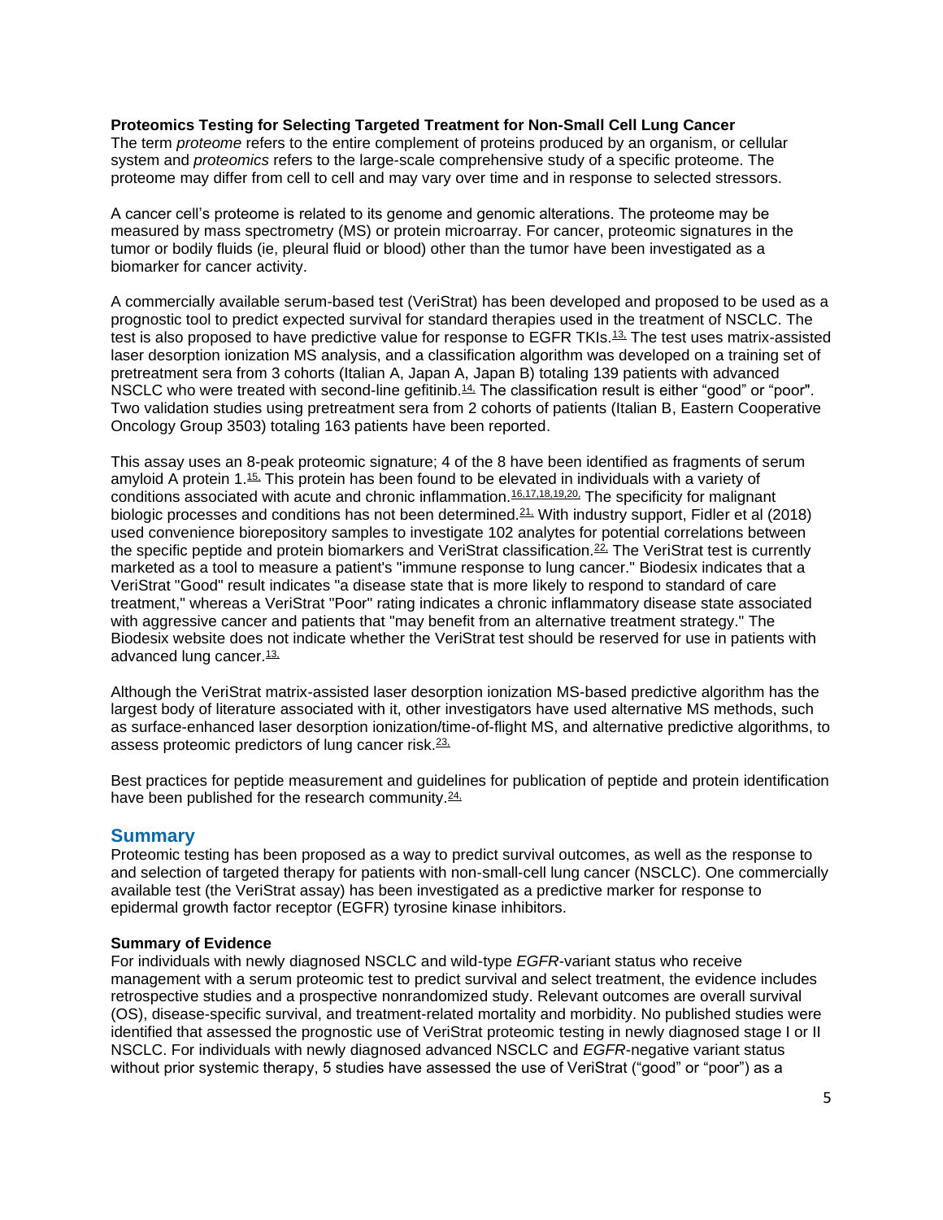**Proteomics Testing for Selecting Targeted Treatment for Non-Small Cell Lung Cancer**

The term *proteome* refers to the entire complement of proteins produced by an organism, or cellular system and *proteomics* refers to the large-scale comprehensive study of a specific proteome. The proteome may differ from cell to cell and may vary over time and in response to selected stressors.

A cancer cell's proteome is related to its genome and genomic alterations. The proteome may be measured by mass spectrometry (MS) or protein microarray. For cancer, proteomic signatures in the tumor or bodily fluids (ie, pleural fluid or blood) other than the tumor have been investigated as a biomarker for cancer activity.

A commercially available serum-based test (VeriStrat) has been developed and proposed to be used as a prognostic tool to predict expected survival for standard therapies used in the treatment of NSCLC. The test is also proposed to have predictive value for response to EGFR TKIs.[13] The test uses matrix-assisted laser desorption ionization MS analysis, and a classification algorithm was developed on a training set of pretreatment sera from 3 cohorts (Italian A, Japan A, Japan B) totaling 139 patients with advanced NSCLC who were treated with second-line gefitinib.[14] The classification result is either "good" or "poor". Two validation studies using pretreatment sera from 2 cohorts of patients (Italian B, Eastern Cooperative Oncology Group 3503) totaling 163 patients have been reported.

This assay uses an 8-peak proteomic signature; 4 of the 8 have been identified as fragments of serum amyloid A protein 1.[15] This protein has been found to be elevated in individuals with a variety of conditions associated with acute and chronic inflammation.[16,17,18,19,20] The specificity for malignant biologic processes and conditions has not been determined.[21] With industry support, Fidler et al (2018) used convenience biorepository samples to investigate 102 analytes for potential correlations between the specific peptide and protein biomarkers and VeriStrat classification.[22] The VeriStrat test is currently marketed as a tool to measure a patient's "immune response to lung cancer." Biodesix indicates that a VeriStrat "Good" result indicates "a disease state that is more likely to respond to standard of care treatment," whereas a VeriStrat "Poor" rating indicates a chronic inflammatory disease state associated with aggressive cancer and patients that "may benefit from an alternative treatment strategy." The Biodesix website does not indicate whether the VeriStrat test should be reserved for use in patients with advanced lung cancer.[13]

Although the VeriStrat matrix-assisted laser desorption ionization MS-based predictive algorithm has the largest body of literature associated with it, other investigators have used alternative MS methods, such as surface-enhanced laser desorption ionization/time-of-flight MS, and alternative predictive algorithms, to assess proteomic predictors of lung cancer risk.[23]

Best practices for peptide measurement and guidelines for publication of peptide and protein identification have been published for the research community.[24]

## Summary

Proteomic testing has been proposed as a way to predict survival outcomes, as well as the response to and selection of targeted therapy for patients with non-small-cell lung cancer (NSCLC). One commercially available test (the VeriStrat assay) has been investigated as a predictive marker for response to epidermal growth factor receptor (EGFR) tyrosine kinase inhibitors.

**Summary of Evidence**

For individuals with newly diagnosed NSCLC and wild-type *EGFR*-variant status who receive management with a serum proteomic test to predict survival and select treatment, the evidence includes retrospective studies and a prospective nonrandomized study. Relevant outcomes are overall survival (OS), disease-specific survival, and treatment-related mortality and morbidity. No published studies were identified that assessed the prognostic use of VeriStrat proteomic testing in newly diagnosed stage I or II NSCLC. For individuals with newly diagnosed advanced NSCLC and *EGFR*-negative variant status without prior systemic therapy, 5 studies have assessed the use of VeriStrat ("good" or "poor") as a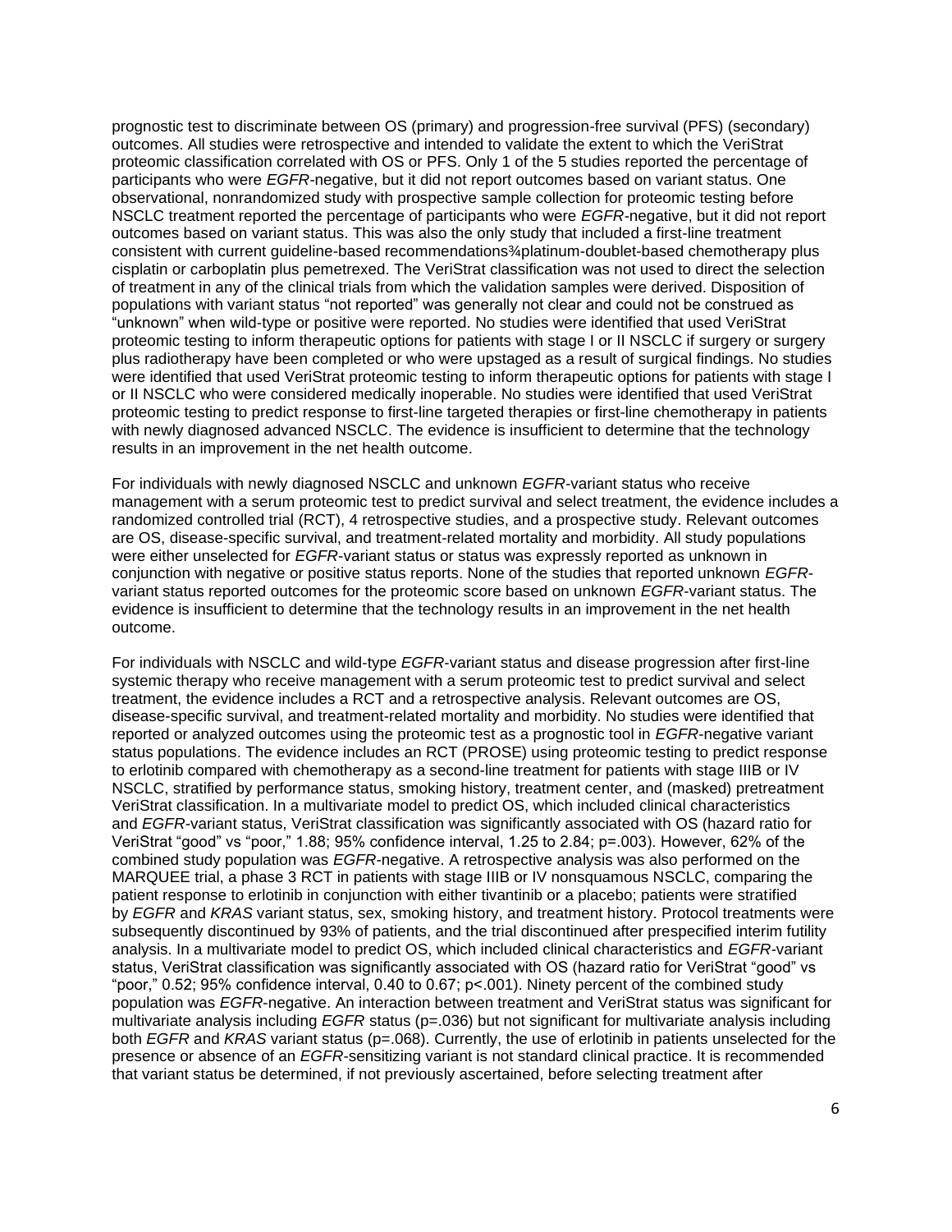prognostic test to discriminate between OS (primary) and progression-free survival (PFS) (secondary) outcomes. All studies were retrospective and intended to validate the extent to which the VeriStrat proteomic classification correlated with OS or PFS. Only 1 of the 5 studies reported the percentage of participants who were *EGFR*-negative, but it did not report outcomes based on variant status. One observational, nonrandomized study with prospective sample collection for proteomic testing before NSCLC treatment reported the percentage of participants who were *EGFR*-negative, but it did not report outcomes based on variant status. This was also the only study that included a first-line treatment consistent with current guideline-based recommendations¾platinum-doublet-based chemotherapy plus cisplatin or carboplatin plus pemetrexed. The VeriStrat classification was not used to direct the selection of treatment in any of the clinical trials from which the validation samples were derived. Disposition of populations with variant status "not reported" was generally not clear and could not be construed as "unknown" when wild-type or positive were reported. No studies were identified that used VeriStrat proteomic testing to inform therapeutic options for patients with stage I or II NSCLC if surgery or surgery plus radiotherapy have been completed or who were upstaged as a result of surgical findings. No studies were identified that used VeriStrat proteomic testing to inform therapeutic options for patients with stage I or II NSCLC who were considered medically inoperable. No studies were identified that used VeriStrat proteomic testing to predict response to first-line targeted therapies or first-line chemotherapy in patients with newly diagnosed advanced NSCLC. The evidence is insufficient to determine that the technology results in an improvement in the net health outcome.

For individuals with newly diagnosed NSCLC and unknown *EGFR*-variant status who receive management with a serum proteomic test to predict survival and select treatment, the evidence includes a randomized controlled trial (RCT), 4 retrospective studies, and a prospective study. Relevant outcomes are OS, disease-specific survival, and treatment-related mortality and morbidity. All study populations were either unselected for *EGFR*-variant status or status was expressly reported as unknown in conjunction with negative or positive status reports. None of the studies that reported unknown *EGFR*-variant status reported outcomes for the proteomic score based on unknown *EGFR*-variant status. The evidence is insufficient to determine that the technology results in an improvement in the net health outcome.

For individuals with NSCLC and wild-type *EGFR*-variant status and disease progression after first-line systemic therapy who receive management with a serum proteomic test to predict survival and select treatment, the evidence includes a RCT and a retrospective analysis. Relevant outcomes are OS, disease-specific survival, and treatment-related mortality and morbidity. No studies were identified that reported or analyzed outcomes using the proteomic test as a prognostic tool in *EGFR*-negative variant status populations. The evidence includes an RCT (PROSE) using proteomic testing to predict response to erlotinib compared with chemotherapy as a second-line treatment for patients with stage IIIB or IV NSCLC, stratified by performance status, smoking history, treatment center, and (masked) pretreatment VeriStrat classification. In a multivariate model to predict OS, which included clinical characteristics and *EGFR*-variant status, VeriStrat classification was significantly associated with OS (hazard ratio for VeriStrat "good" vs "poor," 1.88; 95% confidence interval, 1.25 to 2.84; p=.003). However, 62% of the combined study population was *EGFR*-negative. A retrospective analysis was also performed on the MARQUEE trial, a phase 3 RCT in patients with stage IIIB or IV nonsquamous NSCLC, comparing the patient response to erlotinib in conjunction with either tivantinib or a placebo; patients were stratified by *EGFR* and *KRAS* variant status, sex, smoking history, and treatment history. Protocol treatments were subsequently discontinued by 93% of patients, and the trial discontinued after prespecified interim futility analysis. In a multivariate model to predict OS, which included clinical characteristics and *EGFR*-variant status, VeriStrat classification was significantly associated with OS (hazard ratio for VeriStrat "good" vs "poor," 0.52; 95% confidence interval, 0.40 to 0.67; p<.001). Ninety percent of the combined study population was *EGFR*-negative. An interaction between treatment and VeriStrat status was significant for multivariate analysis including *EGFR* status (p=.036) but not significant for multivariate analysis including both *EGFR* and *KRAS* variant status (p=.068). Currently, the use of erlotinib in patients unselected for the presence or absence of an *EGFR*-sensitizing variant is not standard clinical practice. It is recommended that variant status be determined, if not previously ascertained, before selecting treatment after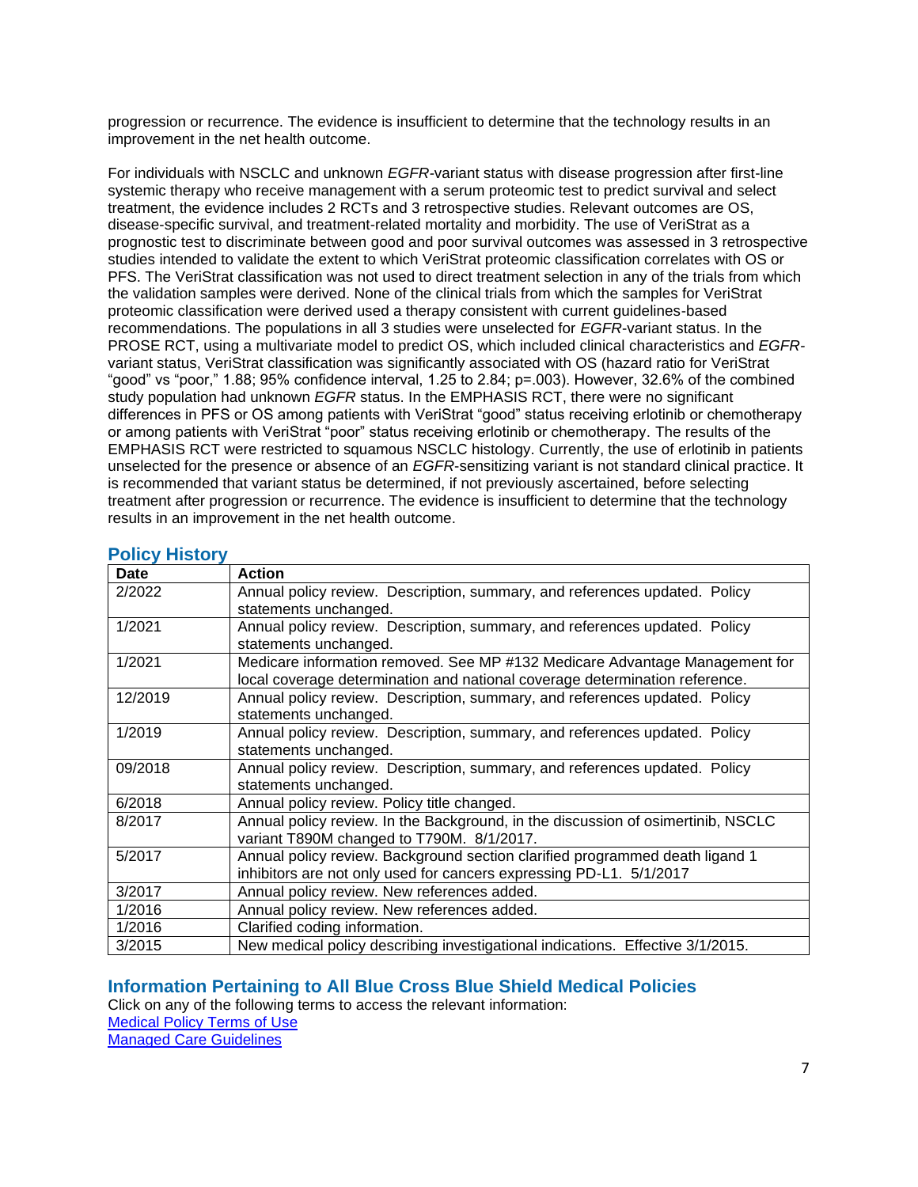progression or recurrence. The evidence is insufficient to determine that the technology results in an improvement in the net health outcome.

For individuals with NSCLC and unknown *EGFR*-variant status with disease progression after first-line systemic therapy who receive management with a serum proteomic test to predict survival and select treatment, the evidence includes 2 RCTs and 3 retrospective studies. Relevant outcomes are OS, disease-specific survival, and treatment-related mortality and morbidity. The use of VeriStrat as a prognostic test to discriminate between good and poor survival outcomes was assessed in 3 retrospective studies intended to validate the extent to which VeriStrat proteomic classification correlates with OS or PFS. The VeriStrat classification was not used to direct treatment selection in any of the trials from which the validation samples were derived. None of the clinical trials from which the samples for VeriStrat proteomic classification were derived used a therapy consistent with current guidelines-based recommendations. The populations in all 3 studies were unselected for *EGFR*-variant status. In the PROSE RCT, using a multivariate model to predict OS, which included clinical characteristics and *EGFR*-variant status, VeriStrat classification was significantly associated with OS (hazard ratio for VeriStrat "good" vs "poor," 1.88; 95% confidence interval, 1.25 to 2.84; p=.003). However, 32.6% of the combined study population had unknown *EGFR* status. In the EMPHASIS RCT, there were no significant differences in PFS or OS among patients with VeriStrat "good" status receiving erlotinib or chemotherapy or among patients with VeriStrat "poor" status receiving erlotinib or chemotherapy. The results of the EMPHASIS RCT were restricted to squamous NSCLC histology. Currently, the use of erlotinib in patients unselected for the presence or absence of an *EGFR*-sensitizing variant is not standard clinical practice. It is recommended that variant status be determined, if not previously ascertained, before selecting treatment after progression or recurrence. The evidence is insufficient to determine that the technology results in an improvement in the net health outcome.

## Policy History

| Date | Action |
|---|---|
| 2/2022 | Annual policy review. Description, summary, and references updated. Policy statements unchanged. |
| 1/2021 | Annual policy review. Description, summary, and references updated. Policy statements unchanged. |
| 1/2021 | Medicare information removed. See MP #132 Medicare Advantage Management for local coverage determination and national coverage determination reference. |
| 12/2019 | Annual policy review. Description, summary, and references updated. Policy statements unchanged. |
| 1/2019 | Annual policy review. Description, summary, and references updated. Policy statements unchanged. |
| 09/2018 | Annual policy review. Description, summary, and references updated. Policy statements unchanged. |
| 6/2018 | Annual policy review. Policy title changed. |
| 8/2017 | Annual policy review. In the Background, in the discussion of osimertinib, NSCLC variant T890M changed to T790M. 8/1/2017. |
| 5/2017 | Annual policy review. Background section clarified programmed death ligand 1 inhibitors are not only used for cancers expressing PD-L1. 5/1/2017 |
| 3/2017 | Annual policy review. New references added. |
| 1/2016 | Annual policy review. New references added. |
| 1/2016 | Clarified coding information. |
| 3/2015 | New medical policy describing investigational indications. Effective 3/1/2015. |

## Information Pertaining to All Blue Cross Blue Shield Medical Policies

Click on any of the following terms to access the relevant information:
Medical Policy Terms of Use
Managed Care Guidelines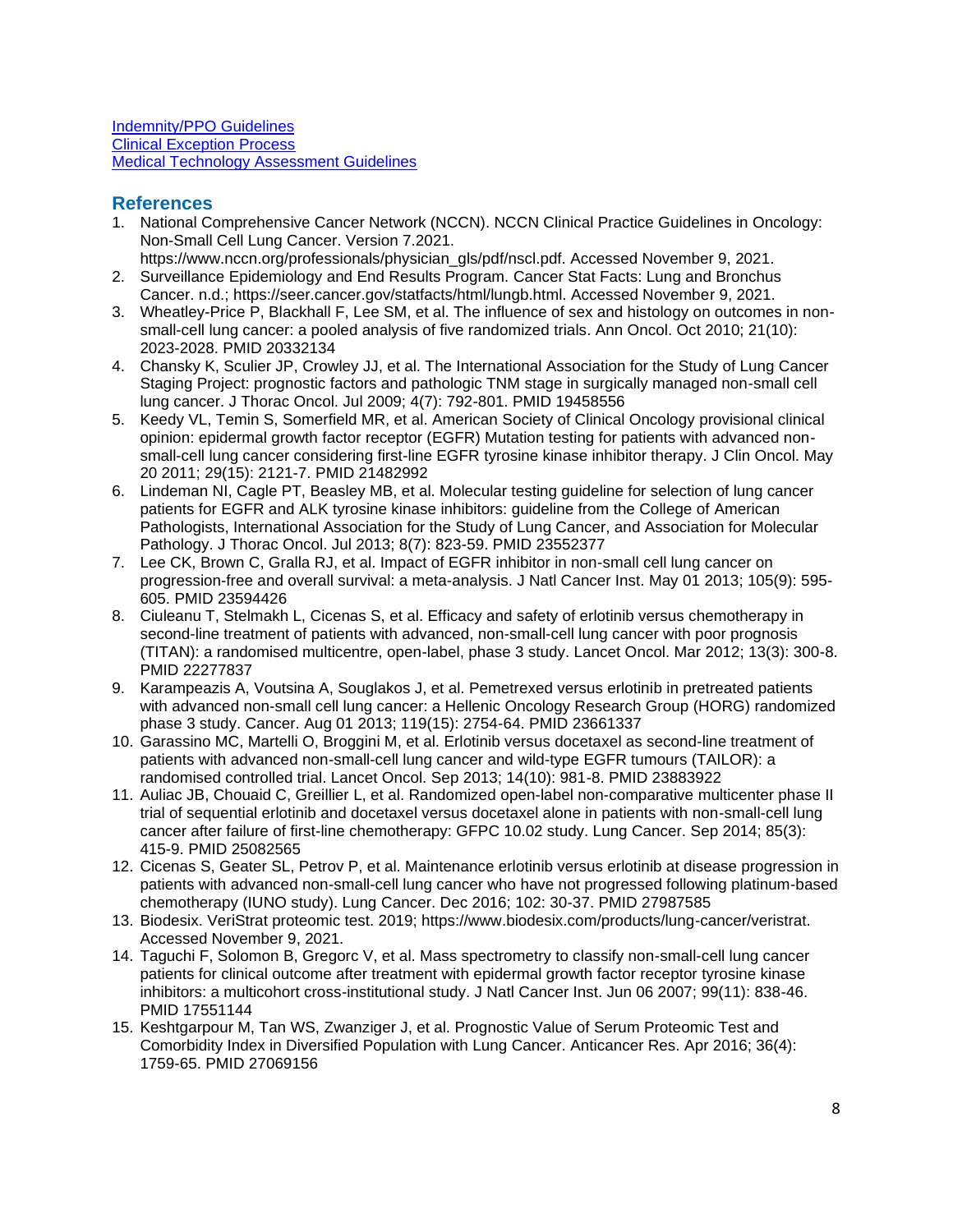[Indemnity/PPO Guidelines](#)
[Clinical Exception Process](#)
[Medical Technology Assessment Guidelines](#)

## References

1. National Comprehensive Cancer Network (NCCN). NCCN Clinical Practice Guidelines in Oncology: Non-Small Cell Lung Cancer. Version 7.2021. https://www.nccn.org/professionals/physician_gls/pdf/nscl.pdf. Accessed November 9, 2021.
2. Surveillance Epidemiology and End Results Program. Cancer Stat Facts: Lung and Bronchus Cancer. n.d.; https://seer.cancer.gov/statfacts/html/lungb.html. Accessed November 9, 2021.
3. Wheatley-Price P, Blackhall F, Lee SM, et al. The influence of sex and histology on outcomes in non-small-cell lung cancer: a pooled analysis of five randomized trials. Ann Oncol. Oct 2010; 21(10): 2023-2028. PMID 20332134
4. Chansky K, Sculier JP, Crowley JJ, et al. The International Association for the Study of Lung Cancer Staging Project: prognostic factors and pathologic TNM stage in surgically managed non-small cell lung cancer. J Thorac Oncol. Jul 2009; 4(7): 792-801. PMID 19458556
5. Keedy VL, Temin S, Somerfield MR, et al. American Society of Clinical Oncology provisional clinical opinion: epidermal growth factor receptor (EGFR) Mutation testing for patients with advanced non-small-cell lung cancer considering first-line EGFR tyrosine kinase inhibitor therapy. J Clin Oncol. May 20 2011; 29(15): 2121-7. PMID 21482992
6. Lindeman NI, Cagle PT, Beasley MB, et al. Molecular testing guideline for selection of lung cancer patients for EGFR and ALK tyrosine kinase inhibitors: guideline from the College of American Pathologists, International Association for the Study of Lung Cancer, and Association for Molecular Pathology. J Thorac Oncol. Jul 2013; 8(7): 823-59. PMID 23552377
7. Lee CK, Brown C, Gralla RJ, et al. Impact of EGFR inhibitor in non-small cell lung cancer on progression-free and overall survival: a meta-analysis. J Natl Cancer Inst. May 01 2013; 105(9): 595-605. PMID 23594426
8. Ciuleanu T, Stelmakh L, Cicenas S, et al. Efficacy and safety of erlotinib versus chemotherapy in second-line treatment of patients with advanced, non-small-cell lung cancer with poor prognosis (TITAN): a randomised multicentre, open-label, phase 3 study. Lancet Oncol. Mar 2012; 13(3): 300-8. PMID 22277837
9. Karampeazis A, Voutsina A, Souglakos J, et al. Pemetrexed versus erlotinib in pretreated patients with advanced non-small cell lung cancer: a Hellenic Oncology Research Group (HORG) randomized phase 3 study. Cancer. Aug 01 2013; 119(15): 2754-64. PMID 23661337
10. Garassino MC, Martelli O, Broggini M, et al. Erlotinib versus docetaxel as second-line treatment of patients with advanced non-small-cell lung cancer and wild-type EGFR tumours (TAILOR): a randomised controlled trial. Lancet Oncol. Sep 2013; 14(10): 981-8. PMID 23883922
11. Auliac JB, Chouaid C, Greillier L, et al. Randomized open-label non-comparative multicenter phase II trial of sequential erlotinib and docetaxel versus docetaxel alone in patients with non-small-cell lung cancer after failure of first-line chemotherapy: GFPC 10.02 study. Lung Cancer. Sep 2014; 85(3): 415-9. PMID 25082565
12. Cicenas S, Geater SL, Petrov P, et al. Maintenance erlotinib versus erlotinib at disease progression in patients with advanced non-small-cell lung cancer who have not progressed following platinum-based chemotherapy (IUNO study). Lung Cancer. Dec 2016; 102: 30-37. PMID 27987585
13. Biodesix. VeriStrat proteomic test. 2019; https://www.biodesix.com/products/lung-cancer/veristrat. Accessed November 9, 2021.
14. Taguchi F, Solomon B, Gregorc V, et al. Mass spectrometry to classify non-small-cell lung cancer patients for clinical outcome after treatment with epidermal growth factor receptor tyrosine kinase inhibitors: a multicohort cross-institutional study. J Natl Cancer Inst. Jun 06 2007; 99(11): 838-46. PMID 17551144
15. Keshtgarpour M, Tan WS, Zwanziger J, et al. Prognostic Value of Serum Proteomic Test and Comorbidity Index in Diversified Population with Lung Cancer. Anticancer Res. Apr 2016; 36(4): 1759-65. PMID 27069156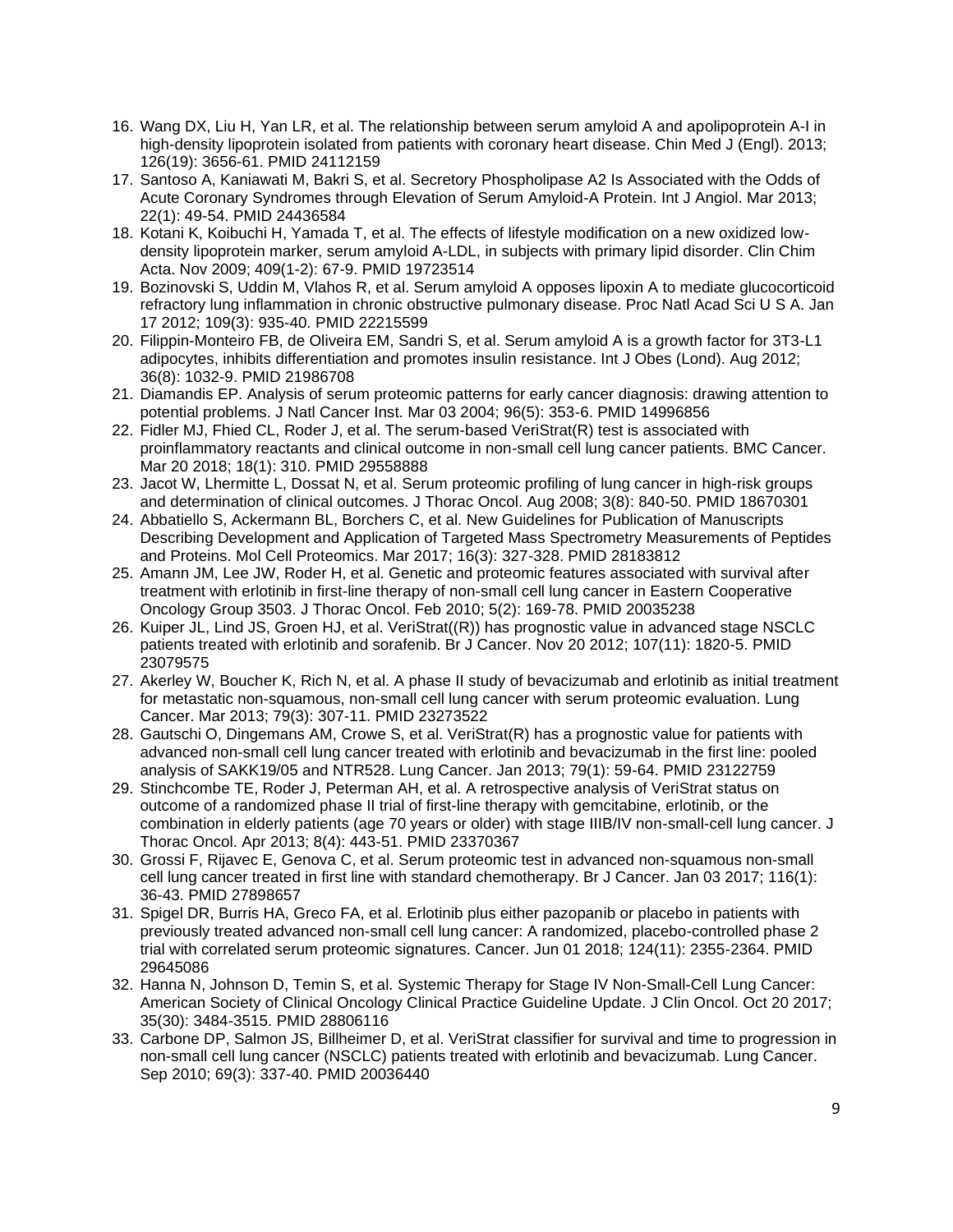16. Wang DX, Liu H, Yan LR, et al. The relationship between serum amyloid A and apolipoprotein A-I in high-density lipoprotein isolated from patients with coronary heart disease. Chin Med J (Engl). 2013; 126(19): 3656-61. PMID 24112159
17. Santoso A, Kaniawati M, Bakri S, et al. Secretory Phospholipase A2 Is Associated with the Odds of Acute Coronary Syndromes through Elevation of Serum Amyloid-A Protein. Int J Angiol. Mar 2013; 22(1): 49-54. PMID 24436584
18. Kotani K, Koibuchi H, Yamada T, et al. The effects of lifestyle modification on a new oxidized low-density lipoprotein marker, serum amyloid A-LDL, in subjects with primary lipid disorder. Clin Chim Acta. Nov 2009; 409(1-2): 67-9. PMID 19723514
19. Bozinovski S, Uddin M, Vlahos R, et al. Serum amyloid A opposes lipoxin A to mediate glucocorticoid refractory lung inflammation in chronic obstructive pulmonary disease. Proc Natl Acad Sci U S A. Jan 17 2012; 109(3): 935-40. PMID 22215599
20. Filippin-Monteiro FB, de Oliveira EM, Sandri S, et al. Serum amyloid A is a growth factor for 3T3-L1 adipocytes, inhibits differentiation and promotes insulin resistance. Int J Obes (Lond). Aug 2012; 36(8): 1032-9. PMID 21986708
21. Diamandis EP. Analysis of serum proteomic patterns for early cancer diagnosis: drawing attention to potential problems. J Natl Cancer Inst. Mar 03 2004; 96(5): 353-6. PMID 14996856
22. Fidler MJ, Fhied CL, Roder J, et al. The serum-based VeriStrat(R) test is associated with proinflammatory reactants and clinical outcome in non-small cell lung cancer patients. BMC Cancer. Mar 20 2018; 18(1): 310. PMID 29558888
23. Jacot W, Lhermitte L, Dossat N, et al. Serum proteomic profiling of lung cancer in high-risk groups and determination of clinical outcomes. J Thorac Oncol. Aug 2008; 3(8): 840-50. PMID 18670301
24. Abbatiello S, Ackermann BL, Borchers C, et al. New Guidelines for Publication of Manuscripts Describing Development and Application of Targeted Mass Spectrometry Measurements of Peptides and Proteins. Mol Cell Proteomics. Mar 2017; 16(3): 327-328. PMID 28183812
25. Amann JM, Lee JW, Roder H, et al. Genetic and proteomic features associated with survival after treatment with erlotinib in first-line therapy of non-small cell lung cancer in Eastern Cooperative Oncology Group 3503. J Thorac Oncol. Feb 2010; 5(2): 169-78. PMID 20035238
26. Kuiper JL, Lind JS, Groen HJ, et al. VeriStrat((R)) has prognostic value in advanced stage NSCLC patients treated with erlotinib and sorafenib. Br J Cancer. Nov 20 2012; 107(11): 1820-5. PMID 23079575
27. Akerley W, Boucher K, Rich N, et al. A phase II study of bevacizumab and erlotinib as initial treatment for metastatic non-squamous, non-small cell lung cancer with serum proteomic evaluation. Lung Cancer. Mar 2013; 79(3): 307-11. PMID 23273522
28. Gautschi O, Dingemans AM, Crowe S, et al. VeriStrat(R) has a prognostic value for patients with advanced non-small cell lung cancer treated with erlotinib and bevacizumab in the first line: pooled analysis of SAKK19/05 and NTR528. Lung Cancer. Jan 2013; 79(1): 59-64. PMID 23122759
29. Stinchcombe TE, Roder J, Peterman AH, et al. A retrospective analysis of VeriStrat status on outcome of a randomized phase II trial of first-line therapy with gemcitabine, erlotinib, or the combination in elderly patients (age 70 years or older) with stage IIIB/IV non-small-cell lung cancer. J Thorac Oncol. Apr 2013; 8(4): 443-51. PMID 23370367
30. Grossi F, Rijavec E, Genova C, et al. Serum proteomic test in advanced non-squamous non-small cell lung cancer treated in first line with standard chemotherapy. Br J Cancer. Jan 03 2017; 116(1): 36-43. PMID 27898657
31. Spigel DR, Burris HA, Greco FA, et al. Erlotinib plus either pazopanib or placebo in patients with previously treated advanced non-small cell lung cancer: A randomized, placebo-controlled phase 2 trial with correlated serum proteomic signatures. Cancer. Jun 01 2018; 124(11): 2355-2364. PMID 29645086
32. Hanna N, Johnson D, Temin S, et al. Systemic Therapy for Stage IV Non-Small-Cell Lung Cancer: American Society of Clinical Oncology Clinical Practice Guideline Update. J Clin Oncol. Oct 20 2017; 35(30): 3484-3515. PMID 28806116
33. Carbone DP, Salmon JS, Billheimer D, et al. VeriStrat classifier for survival and time to progression in non-small cell lung cancer (NSCLC) patients treated with erlotinib and bevacizumab. Lung Cancer. Sep 2010; 69(3): 337-40. PMID 20036440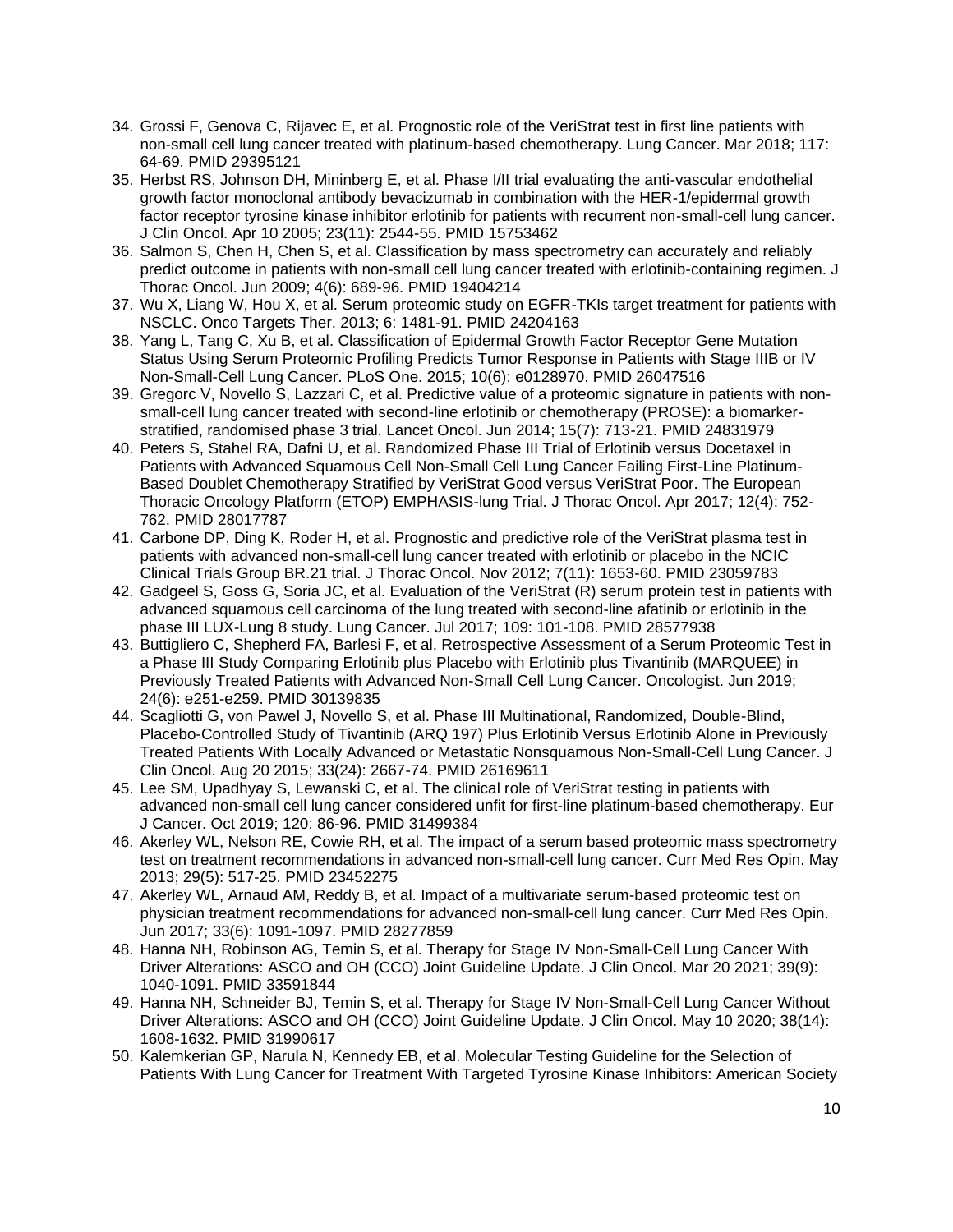34. Grossi F, Genova C, Rijavec E, et al. Prognostic role of the VeriStrat test in first line patients with non-small cell lung cancer treated with platinum-based chemotherapy. Lung Cancer. Mar 2018; 117: 64-69. PMID 29395121
35. Herbst RS, Johnson DH, Mininberg E, et al. Phase I/II trial evaluating the anti-vascular endothelial growth factor monoclonal antibody bevacizumab in combination with the HER-1/epidermal growth factor receptor tyrosine kinase inhibitor erlotinib for patients with recurrent non-small-cell lung cancer. J Clin Oncol. Apr 10 2005; 23(11): 2544-55. PMID 15753462
36. Salmon S, Chen H, Chen S, et al. Classification by mass spectrometry can accurately and reliably predict outcome in patients with non-small cell lung cancer treated with erlotinib-containing regimen. J Thorac Oncol. Jun 2009; 4(6): 689-96. PMID 19404214
37. Wu X, Liang W, Hou X, et al. Serum proteomic study on EGFR-TKIs target treatment for patients with NSCLC. Onco Targets Ther. 2013; 6: 1481-91. PMID 24204163
38. Yang L, Tang C, Xu B, et al. Classification of Epidermal Growth Factor Receptor Gene Mutation Status Using Serum Proteomic Profiling Predicts Tumor Response in Patients with Stage IIIB or IV Non-Small-Cell Lung Cancer. PLoS One. 2015; 10(6): e0128970. PMID 26047516
39. Gregorc V, Novello S, Lazzari C, et al. Predictive value of a proteomic signature in patients with non-small-cell lung cancer treated with second-line erlotinib or chemotherapy (PROSE): a biomarker-stratified, randomised phase 3 trial. Lancet Oncol. Jun 2014; 15(7): 713-21. PMID 24831979
40. Peters S, Stahel RA, Dafni U, et al. Randomized Phase III Trial of Erlotinib versus Docetaxel in Patients with Advanced Squamous Cell Non-Small Cell Lung Cancer Failing First-Line Platinum-Based Doublet Chemotherapy Stratified by VeriStrat Good versus VeriStrat Poor. The European Thoracic Oncology Platform (ETOP) EMPHASIS-lung Trial. J Thorac Oncol. Apr 2017; 12(4): 752-762. PMID 28017787
41. Carbone DP, Ding K, Roder H, et al. Prognostic and predictive role of the VeriStrat plasma test in patients with advanced non-small-cell lung cancer treated with erlotinib or placebo in the NCIC Clinical Trials Group BR.21 trial. J Thorac Oncol. Nov 2012; 7(11): 1653-60. PMID 23059783
42. Gadgeel S, Goss G, Soria JC, et al. Evaluation of the VeriStrat (R) serum protein test in patients with advanced squamous cell carcinoma of the lung treated with second-line afatinib or erlotinib in the phase III LUX-Lung 8 study. Lung Cancer. Jul 2017; 109: 101-108. PMID 28577938
43. Buttigliero C, Shepherd FA, Barlesi F, et al. Retrospective Assessment of a Serum Proteomic Test in a Phase III Study Comparing Erlotinib plus Placebo with Erlotinib plus Tivantinib (MARQUEE) in Previously Treated Patients with Advanced Non-Small Cell Lung Cancer. Oncologist. Jun 2019; 24(6): e251-e259. PMID 30139835
44. Scagliotti G, von Pawel J, Novello S, et al. Phase III Multinational, Randomized, Double-Blind, Placebo-Controlled Study of Tivantinib (ARQ 197) Plus Erlotinib Versus Erlotinib Alone in Previously Treated Patients With Locally Advanced or Metastatic Nonsquamous Non-Small-Cell Lung Cancer. J Clin Oncol. Aug 20 2015; 33(24): 2667-74. PMID 26169611
45. Lee SM, Upadhyay S, Lewanski C, et al. The clinical role of VeriStrat testing in patients with advanced non-small cell lung cancer considered unfit for first-line platinum-based chemotherapy. Eur J Cancer. Oct 2019; 120: 86-96. PMID 31499384
46. Akerley WL, Nelson RE, Cowie RH, et al. The impact of a serum based proteomic mass spectrometry test on treatment recommendations in advanced non-small-cell lung cancer. Curr Med Res Opin. May 2013; 29(5): 517-25. PMID 23452275
47. Akerley WL, Arnaud AM, Reddy B, et al. Impact of a multivariate serum-based proteomic test on physician treatment recommendations for advanced non-small-cell lung cancer. Curr Med Res Opin. Jun 2017; 33(6): 1091-1097. PMID 28277859
48. Hanna NH, Robinson AG, Temin S, et al. Therapy for Stage IV Non-Small-Cell Lung Cancer With Driver Alterations: ASCO and OH (CCO) Joint Guideline Update. J Clin Oncol. Mar 20 2021; 39(9): 1040-1091. PMID 33591844
49. Hanna NH, Schneider BJ, Temin S, et al. Therapy for Stage IV Non-Small-Cell Lung Cancer Without Driver Alterations: ASCO and OH (CCO) Joint Guideline Update. J Clin Oncol. May 10 2020; 38(14): 1608-1632. PMID 31990617
50. Kalemkerian GP, Narula N, Kennedy EB, et al. Molecular Testing Guideline for the Selection of Patients With Lung Cancer for Treatment With Targeted Tyrosine Kinase Inhibitors: American Society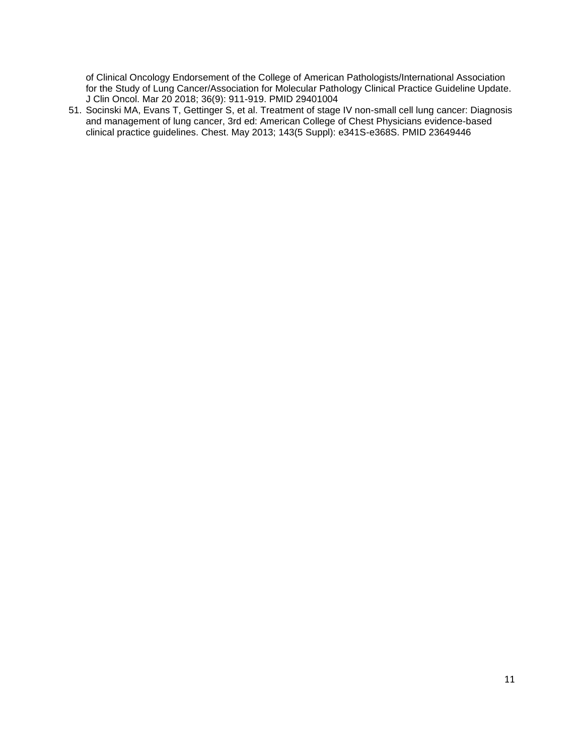of Clinical Oncology Endorsement of the College of American Pathologists/International Association for the Study of Lung Cancer/Association for Molecular Pathology Clinical Practice Guideline Update. J Clin Oncol. Mar 20 2018; 36(9): 911-919. PMID 29401004

51. Socinski MA, Evans T, Gettinger S, et al. Treatment of stage IV non-small cell lung cancer: Diagnosis and management of lung cancer, 3rd ed: American College of Chest Physicians evidence-based clinical practice guidelines. Chest. May 2013; 143(5 Suppl): e341S-e368S. PMID 23649446